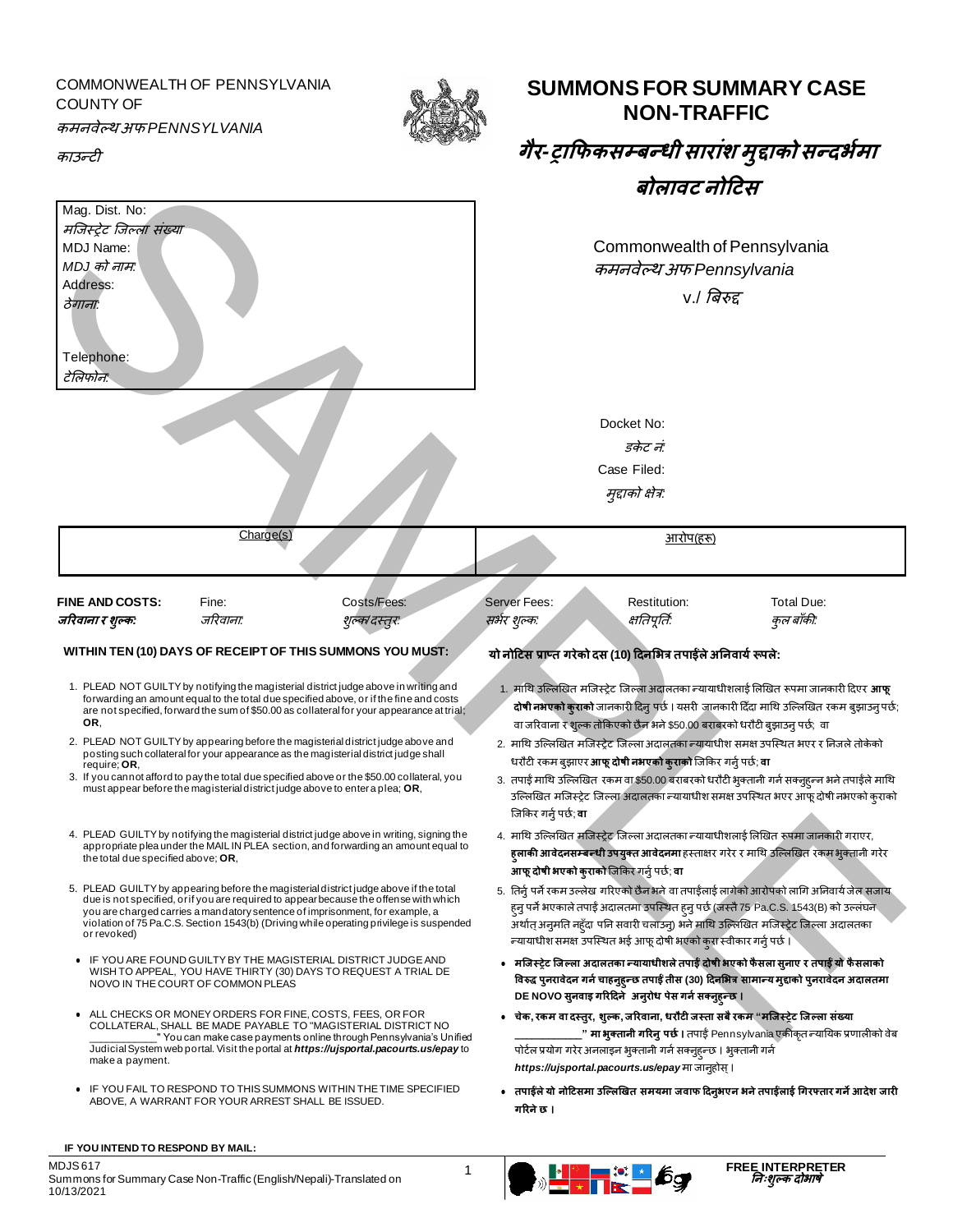COMMONWEALTH OF PENNSYLVANIA
COUNTY OF
*कमनवेल्थ अफ PENNSYLVANIA*
*काउन्टी*

# SUMMONS FOR SUMMARY CASE NON-TRAFFIC

# *गैर-ट्राफिकसम्बन्धी सारांश मुद्दाको सन्दर्भमा बोलावट नोटिस*

Mag. Dist. No:
*मजिस्ट्रेट जिल्ला संख्या*
MDJ Name:
*MDJ को नाम:*
Address:
*ठेगाना:*

Telephone:
*टेलिफोन:*

Commonwealth of Pennsylvania
*कमनवेल्थ अफ Pennsylvania*
v./ *बिरुद्द*

Docket No:
*डकेट नं:*
Case Filed:
*मुद्दाको क्षेत्र:*

| Charge(s) | आरोप(हरू) |
|---|---|
| | |

| **FINE AND COSTS:** | Fine: | Costs/Fees: | Server Fees: | Restitution: | Total Due: |
|---|---|---|---|---|---|
| ***जरिवाना र शुल्क:*** | *जरिवाना:* | *शुल्क/दस्तुर:* | *सर्भर शुल्क:* | *क्षतिपूर्ति:* | *कुल बाँकी:* |

**WITHIN TEN (10) DAYS OF RECEIPT OF THIS SUMMONS YOU MUST:**

1. PLEAD NOT GUILTY by notifying the magisterial district judge above in writing and forwarding an amount equal to the total due specified above, or if the fine and costs are not specified, forward the sum of $50.00 as collateral for your appearance at trial; **OR**,
2. PLEAD NOT GUILTY by appearing before the magisterial district judge above and posting such collateral for your appearance as the magisterial district judge shall require; **OR**,
3. If you cannot afford to pay the total due specified above or the $50.00 collateral, you must appear before the magisterial district judge above to enter a plea; **OR**,
4. PLEAD GUILTY by notifying the magisterial district judge above in writing, signing the appropriate plea under the MAIL IN PLEA section, and forwarding an amount equal to the total due specified above; **OR**,
5. PLEAD GUILTY by appearing before the magisterial district judge above if the total due is not specified, or if you are required to appear because the offense with which you are charged carries a mandatory sentence of imprisonment, for example, a violation of 75 Pa.C.S. Section 1543(b) (Driving while operating privilege is suspended or revoked)

- IF YOU ARE FOUND GUILTY BY THE MAGISTERIAL DISTRICT JUDGE AND WISH TO APPEAL, YOU HAVE THIRTY (30) DAYS TO REQUEST A TRIAL DE NOVO IN THE COURT OF COMMON PLEAS
- ALL CHECKS OR MONEY ORDERS FOR FINE, COSTS, FEES, OR FOR COLLATERAL, SHALL BE MADE PAYABLE TO "MAGISTERIAL DISTRICT NO ___________" You can make case payments online through Pennsylvania's Unified Judicial System web portal. Visit the portal at ***https://ujsportal.pacourts.us/epay*** to make a payment.
- IF YOU FAIL TO RESPOND TO THIS SUMMONS WITHIN THE TIME SPECIFIED ABOVE, A WARRANT FOR YOUR ARREST SHALL BE ISSUED.

**यो नोटिस प्राप्त गरेको दस (10) दिनभित्र तपाईंले अनिवार्य रूपले:**

1. माथि उल्लिखित मजिस्ट्रेट जिल्ला अदालतका न्यायाधीशलाई लिखित रूपमा जानकारी दिएर **आफू दोषी नभएको कुराको** जानकारी दिनु पर्छ । यसरी जानकारी दिँदा माथि उल्लिखित रकम बुझाउनु पर्छ; वा जरिवाना र शुल्क तोकिएको छैन भने $50.00 बराबरको धरौटी बुझाउनु पर्छ; वा
2. माथि उल्लिखित मजिस्ट्रेट जिल्ला अदालतका न्यायाधीश समक्ष उपस्थित भएर र निजले तोकेको धरौटी रकम बुझाएर **आफू दोषी नभएको कुराको** जिकिर गर्नु पर्छ; **वा**
3. तपाईं माथि उल्लिखित रकम वा $50.00 बराबरको धरौटी भुक्तानी गर्न सक्नुहुन्न भने तपाईंले माथि उल्लिखित मजिस्ट्रेट जिल्ला अदालतका न्यायाधीश समक्ष उपस्थित भएर आफू दोषी नभएको कुराको जिकिर गर्नु पर्छ; **वा**
4. माथि उल्लिखित मजिस्ट्रेट जिल्ला अदालतका न्यायाधीशलाई लिखित रूपमा जानकारी गराएर, **हुलाकी आवेदनसम्बन्धी उपयुक्त आवेदनमा** हस्ताक्षर गरेर र माथि उल्लिखित रकम भुक्तानी गरेर **आफू दोषी भएको कुराको** जिकिर गर्नु पर्छ; **वा**
5. तिर्नु पर्ने रकम उल्लेख गरिएको छैन भने वा तपाईंलाई लागेको आरोपको लागि अनिवार्य जेल सजाय हुनु पर्ने भएकाले तपाईं अदालतमा उपस्थित हुनु पर्छ (जस्तै 75 Pa.C.S. 1543(B) को उल्लंघन अर्थात् अनुमति नहुँदा पनि सवारी चलाउनु) भने माथि उल्लिखित मजिस्ट्रेट जिल्ला अदालतका न्यायाधीश समक्ष उपस्थित भई आफू दोषी भएको कुरा स्वीकार गर्नु पर्छ ।

- **मजिस्ट्रेट जिल्ला अदालतका न्यायाधीशले तपाईं दोषी भएको फैसला सुनाए र तपाईं यो फैसलाको विरुद्ध पुनरावेदन गर्न चाहनुहुन्छ तपाईं तीस (30) दिनभित्र सामान्य मुद्दाको पुनरावेदन अदालतमा DE NOVO सुनवाइ गरिदिने अनुरोध पेस गर्न सक्नुहुन्छ ।**
- **चेक, रकम वा दस्तुर, शुल्क, जरिवाना, धरौटी जस्ता सबै रकम "मजिस्ट्रेट जिल्ला संख्या ___________" मा भुक्तानी गरिनु पर्छ ।** तपाईं Pennsylvania एकीकृत न्यायिक प्रणालीको वेब पोर्टल प्रयोग गरेर अनलाइन भुक्तानी गर्न सक्नुहुन्छ । भुक्तानी गर्न ***https://ujsportal.pacourts.us/epay*** मा जानुहोस् ।
- **तपाईंले यो नोटिसमा उल्लिखित समयमा जवाफ दिनुभएन भने तपाईंलाई गिरफ्तार गर्ने आदेश जारी गरिने छ ।**

**IF YOU INTEND TO RESPOND BY MAIL:**

MDJS 617
Summons for Summary Case Non-Traffic (English/Nepali)-Translated on 10/13/2021

FREE INTERPRETER
*निःशुल्क दोभाषे*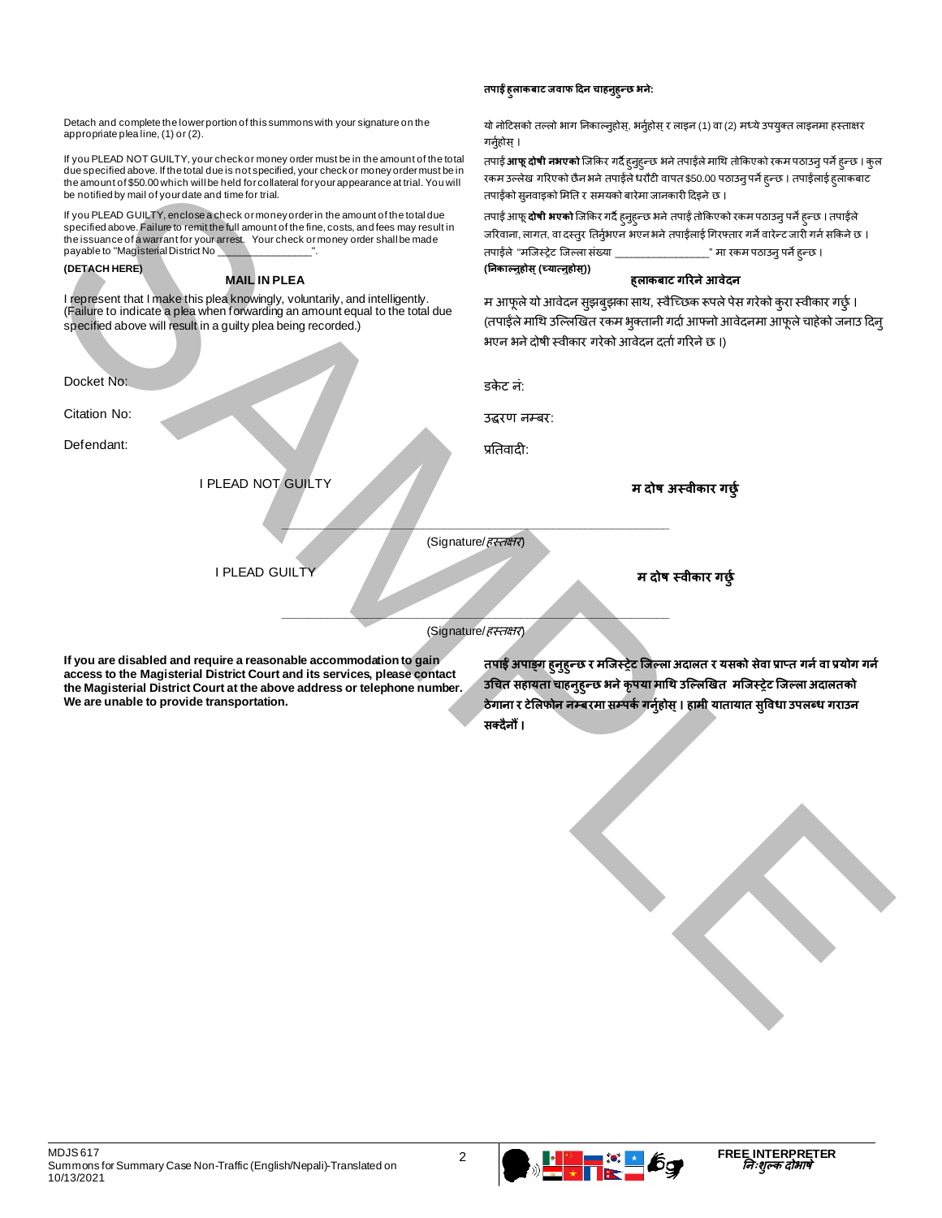Detach and complete the lower portion of this summons with your signature on the appropriate plea line, (1) or (2).

तपाईं हुलाकबाट जवाफ दिन चाहनुहुन्छ भने:

यो नोटिसको तल्लो भाग निकाल्नुहोस्, भर्नुहोस् र लाइन (1) वा (2) मध्ये उपयुक्त लाइनमा हस्ताक्षर गर्नुहोस् ।

If you PLEAD NOT GUILTY, your check or money order must be in the amount of the total due specified above. If the total due is not specified, your check or money order must be in the amount of $50.00 which will be held for collateral for your appearance at trial. You will be notified by mail of your date and time for trial.

तपाईं **आफू दोषी नभएको** जिकिर गर्दै हुनुहुन्छ भने तपाईंले माथि तोकिएको रकम पठाउनु पर्ने हुन्छ । कुल रकम उल्लेख गरिएको छैन भने तपाईंले धरौटी वापत $50.00 पठाउनु पर्ने हुन्छ । तपाईंलाई हुलाकबाट तपाईंको सुनवाइको मिति र समयको बारेमा जानकारी दिइने छ ।

If you PLEAD GUILTY, enclose a check or money order in the amount of the total due specified above. Failure to remit the full amount of the fine, costs, and fees may result in the issuance of a warrant for your arrest. Your check or money order shall be made payable to "Magisterial District No ________________".

तपाईं आफू **दोषी भएको** जिकिर गर्दै हुनुहुन्छ भने तपाईं तोकिएको रकम पठाउनु पर्ने हुन्छ । तपाईंले जरिवाना, लागत, वा दस्तुर तिर्नुभएन भएन भने तपाईंलाई गिरफ्तार गर्ने वारेन्ट जारी गर्न सकिने छ । तपाईंले "मजिस्ट्रेट जिल्ला संख्या ________________" मा रकम पठाउनु पर्ने हुन्छ ।

**(DETACH HERE)** **(निकाल्नुहोस् (च्यात्नुहोस्))**

## MAIL IN PLEA

## हुलाकबाट गरिने आवेदन

I represent that I make this plea knowingly, voluntarily, and intelligently. (Failure to indicate a plea when forwarding an amount equal to the total due specified above will result in a guilty plea being recorded.)

म आफूले यो आवेदन सुझबुझका साथ, स्वैच्छिक रूपले पेस गरेको कुरा स्वीकार गर्छु । (तपाईंले माथि उल्लिखित रकम भुक्तानी गर्दा आफ्नो आवेदनमा आफूले चाहेको जनाउ दिनु भएन भने दोषी स्वीकार गरेको आवेदन दर्ता गरिने छ ।)

Docket No: डकेट नं:

Citation No: उद्धरण नम्बर:

Defendant: प्रतिवादी:

I PLEAD NOT GUILTY **म दोष अस्वीकार गर्छु**

______________________________________________

(Signature/*हस्ताक्षर*)

I PLEAD GUILTY **म दोष स्वीकार गर्छु**

______________________________________________

(Signature/*हस्ताक्षर*)

**If you are disabled and require a reasonable accommodation to gain access to the Magisterial District Court and its services, please contact the Magisterial District Court at the above address or telephone number. We are unable to provide transportation.**

**तपाईं अपाङ्ग हुनुहुन्छ र मजिस्ट्रेट जिल्ला अदालत र यसको सेवा प्राप्त गर्न वा प्रयोग गर्न उचित सहायता चाहनुहुन्छ भने कृपया माथि उल्लिखित मजिस्ट्रेट जिल्ला अदालतको ठेगाना र टेलिफोन नम्बरमा सम्पर्क गर्नुहोस् । हामी यातायात सुविधा उपलब्ध गराउन सक्दैनौं ।**

MDJS 617
Summons for Summary Case Non-Traffic (English/Nepali)-Translated on 10/13/2021

**FREE INTERPRETER**
*निःशुल्क दोभाषे*